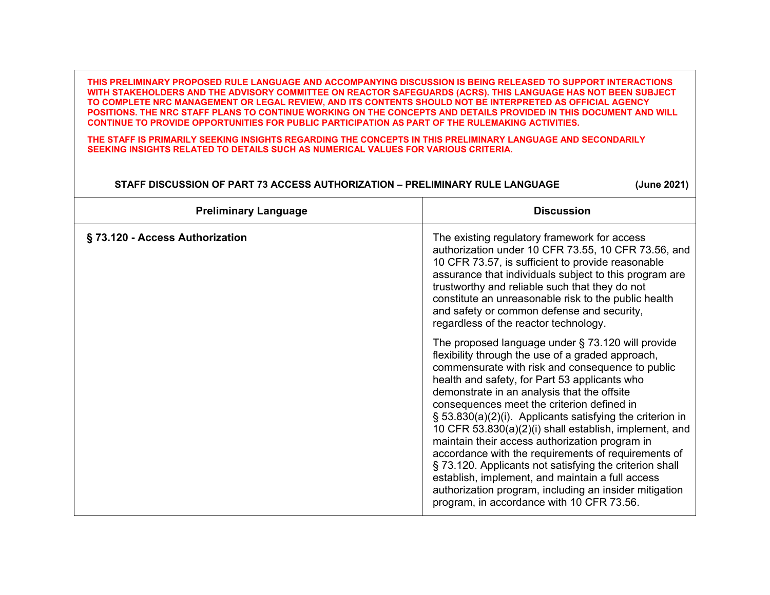**THIS PRELIMINARY PROPOSED RULE LANGUAGE AND ACCOMPANYING DISCUSSION IS BEING RELEASED TO SUPPORT INTERACTIONS WITH STAKEHOLDERS AND THE ADVISORY COMMITTEE ON REACTOR SAFEGUARDS (ACRS). THIS LANGUAGE HAS NOT BEEN SUBJECT TO COMPLETE NRC MANAGEMENT OR LEGAL REVIEW, AND ITS CONTENTS SHOULD NOT BE INTERPRETED AS OFFICIAL AGENCY POSITIONS. THE NRC STAFF PLANS TO CONTINUE WORKING ON THE CONCEPTS AND DETAILS PROVIDED IN THIS DOCUMENT AND WILL CONTINUE TO PROVIDE OPPORTUNITIES FOR PUBLIC PARTICIPATION AS PART OF THE RULEMAKING ACTIVITIES.**

**THE STAFF IS PRIMARILY SEEKING INSIGHTS REGARDING THE CONCEPTS IN THIS PRELIMINARY LANGUAGE AND SECONDARILY SEEKING INSIGHTS RELATED TO DETAILS SUCH AS NUMERICAL VALUES FOR VARIOUS CRITERIA.**

**STAFF DISCUSSION OF PART 73 ACCESS AUTHORIZATION – PRELIMINARY RULE LANGUAGE (June 2021)**

| Preliminary Language | Discussion |
|---|---|
| **§ 73.120 - Access Authorization** | The existing regulatory framework for access authorization under 10 CFR 73.55, 10 CFR 73.56, and 10 CFR 73.57, is sufficient to provide reasonable assurance that individuals subject to this program are trustworthy and reliable such that they do not constitute an unreasonable risk to the public health and safety or common defense and security, regardless of the reactor technology.<br><br>The proposed language under § 73.120 will provide flexibility through the use of a graded approach, commensurate with risk and consequence to public health and safety, for Part 53 applicants who demonstrate in an analysis that the offsite consequences meet the criterion defined in § 53.830(a)(2)(i). Applicants satisfying the criterion in 10 CFR 53.830(a)(2)(i) shall establish, implement, and maintain their access authorization program in accordance with the requirements of requirements of § 73.120. Applicants not satisfying the criterion shall establish, implement, and maintain a full access authorization program, including an insider mitigation program, in accordance with 10 CFR 73.56. |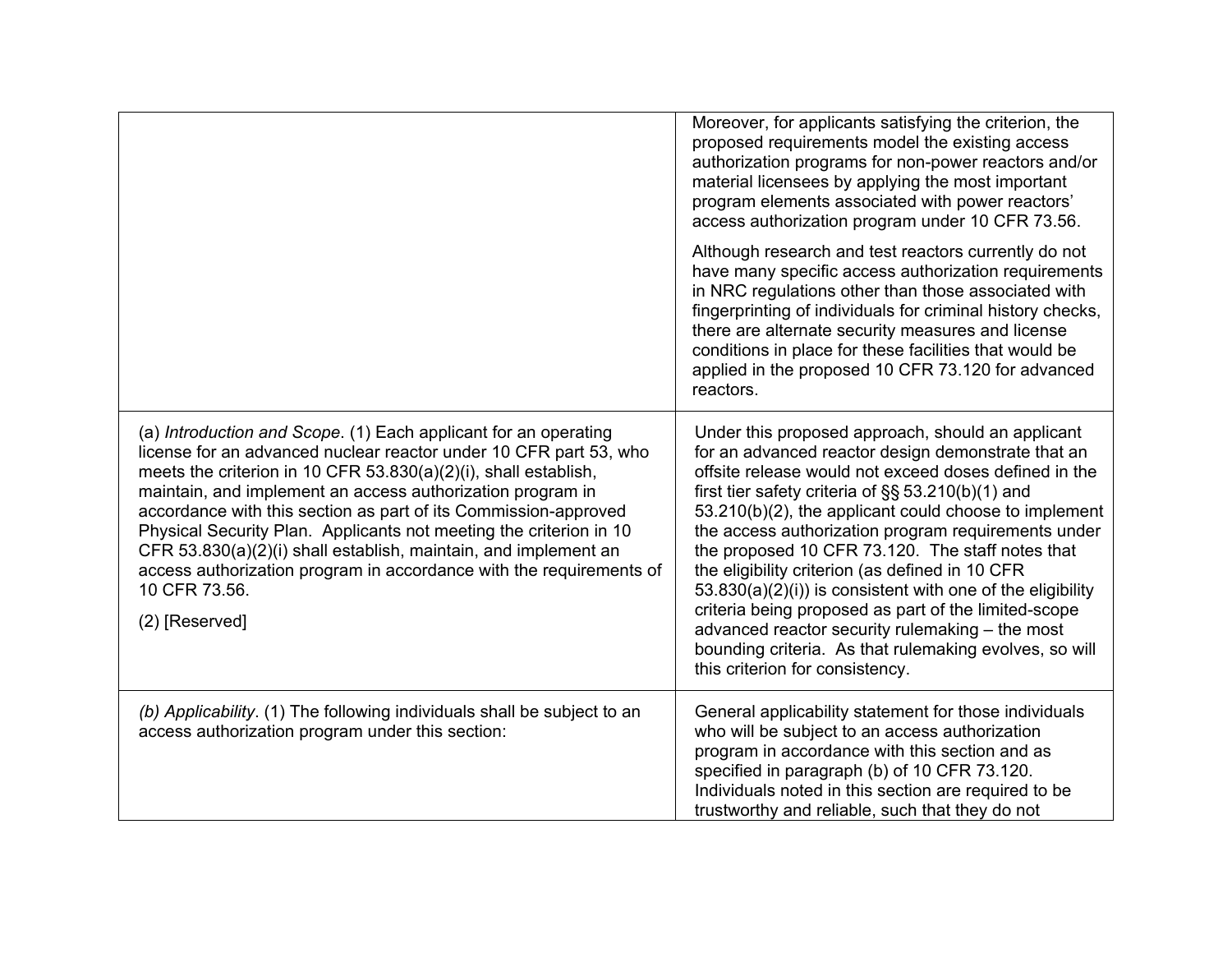| | |
|---|---|
| | Moreover, for applicants satisfying the criterion, the proposed requirements model the existing access authorization programs for non-power reactors and/or material licensees by applying the most important program elements associated with power reactors' access authorization program under 10 CFR 73.56.<br><br>Although research and test reactors currently do not have many specific access authorization requirements in NRC regulations other than those associated with fingerprinting of individuals for criminal history checks, there are alternate security measures and license conditions in place for these facilities that would be applied in the proposed 10 CFR 73.120 for advanced reactors. |
| (a) *Introduction and Scope*. (1) Each applicant for an operating license for an advanced nuclear reactor under 10 CFR part 53, who meets the criterion in 10 CFR 53.830(a)(2)(i), shall establish, maintain, and implement an access authorization program in accordance with this section as part of its Commission-approved Physical Security Plan. Applicants not meeting the criterion in 10 CFR 53.830(a)(2)(i) shall establish, maintain, and implement an access authorization program in accordance with the requirements of 10 CFR 73.56.<br><br>(2) [Reserved] | Under this proposed approach, should an applicant for an advanced reactor design demonstrate that an offsite release would not exceed doses defined in the first tier safety criteria of §§ 53.210(b)(1) and 53.210(b)(2), the applicant could choose to implement the access authorization program requirements under the proposed 10 CFR 73.120. The staff notes that the eligibility criterion (as defined in 10 CFR 53.830(a)(2)(i)) is consistent with one of the eligibility criteria being proposed as part of the limited-scope advanced reactor security rulemaking – the most bounding criteria. As that rulemaking evolves, so will this criterion for consistency. |
| *(b) Applicability*. (1) The following individuals shall be subject to an access authorization program under this section: | General applicability statement for those individuals who will be subject to an access authorization program in accordance with this section and as specified in paragraph (b) of 10 CFR 73.120. Individuals noted in this section are required to be trustworthy and reliable, such that they do not |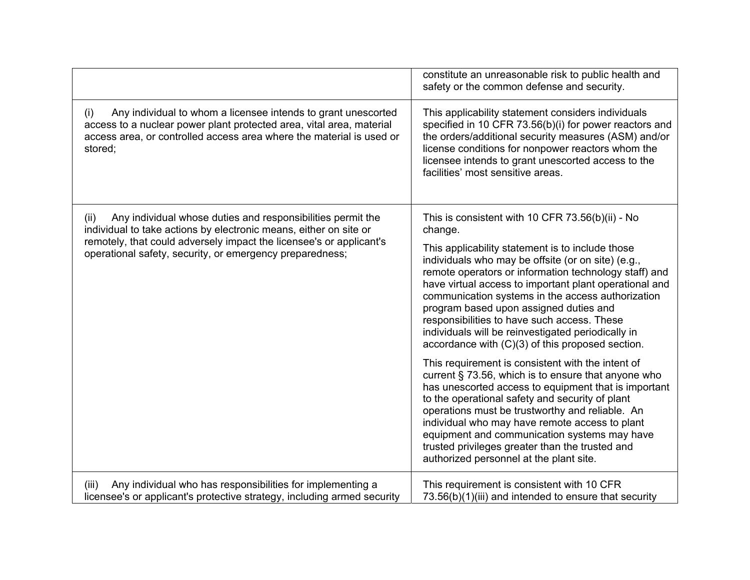| | |
|---|---|
| | constitute an unreasonable risk to public health and safety or the common defense and security. |
| (i) Any individual to whom a licensee intends to grant unescorted access to a nuclear power plant protected area, vital area, material access area, or controlled access area where the material is used or stored; | This applicability statement considers individuals specified in 10 CFR 73.56(b)(i) for power reactors and the orders/additional security measures (ASM) and/or license conditions for nonpower reactors whom the licensee intends to grant unescorted access to the facilities' most sensitive areas. |
| (ii) Any individual whose duties and responsibilities permit the individual to take actions by electronic means, either on site or remotely, that could adversely impact the licensee's or applicant's operational safety, security, or emergency preparedness; | This is consistent with 10 CFR 73.56(b)(ii) - No change.<br><br>This applicability statement is to include those individuals who may be offsite (or on site) (e.g., remote operators or information technology staff) and have virtual access to important plant operational and communication systems in the access authorization program based upon assigned duties and responsibilities to have such access. These individuals will be reinvestigated periodically in accordance with (C)(3) of this proposed section.<br><br>This requirement is consistent with the intent of current § 73.56, which is to ensure that anyone who has unescorted access to equipment that is important to the operational safety and security of plant operations must be trustworthy and reliable. An individual who may have remote access to plant equipment and communication systems may have trusted privileges greater than the trusted and authorized personnel at the plant site. |
| (iii) Any individual who has responsibilities for implementing a licensee's or applicant's protective strategy, including armed security | This requirement is consistent with 10 CFR 73.56(b)(1)(iii) and intended to ensure that security |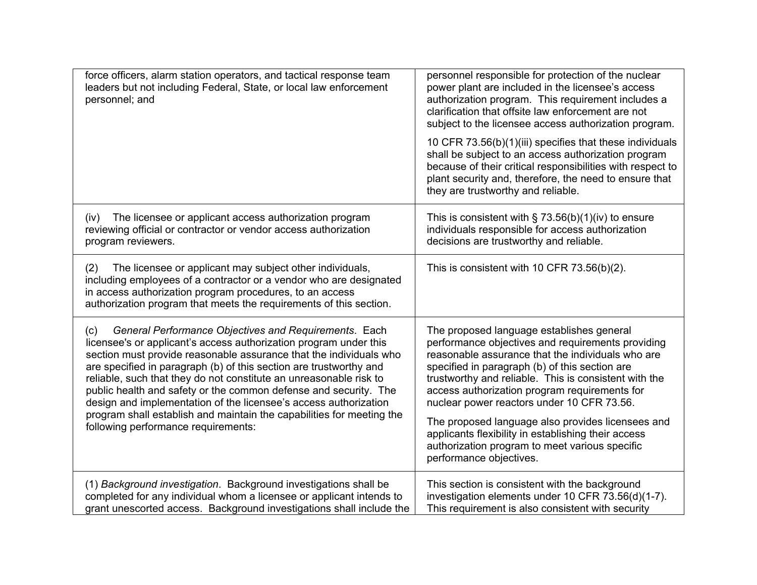| | |
|---|---|
| force officers, alarm station operators, and tactical response team leaders but not including Federal, State, or local law enforcement personnel; and | personnel responsible for protection of the nuclear power plant are included in the licensee's access authorization program. This requirement includes a clarification that offsite law enforcement are not subject to the licensee access authorization program.<br><br>10 CFR 73.56(b)(1)(iii) specifies that these individuals shall be subject to an access authorization program because of their critical responsibilities with respect to plant security and, therefore, the need to ensure that they are trustworthy and reliable. |
| (iv) The licensee or applicant access authorization program reviewing official or contractor or vendor access authorization program reviewers. | This is consistent with § 73.56(b)(1)(iv) to ensure individuals responsible for access authorization decisions are trustworthy and reliable. |
| (2) The licensee or applicant may subject other individuals, including employees of a contractor or a vendor who are designated in access authorization program procedures, to an access authorization program that meets the requirements of this section. | This is consistent with 10 CFR 73.56(b)(2). |
| (c) *General Performance Objectives and Requirements*. Each licensee's or applicant's access authorization program under this section must provide reasonable assurance that the individuals who are specified in paragraph (b) of this section are trustworthy and reliable, such that they do not constitute an unreasonable risk to public health and safety or the common defense and security. The design and implementation of the licensee's access authorization program shall establish and maintain the capabilities for meeting the following performance requirements: | The proposed language establishes general performance objectives and requirements providing reasonable assurance that the individuals who are specified in paragraph (b) of this section are trustworthy and reliable. This is consistent with the access authorization program requirements for nuclear power reactors under 10 CFR 73.56.<br><br>The proposed language also provides licensees and applicants flexibility in establishing their access authorization program to meet various specific performance objectives. |
| (1) *Background investigation*. Background investigations shall be completed for any individual whom a licensee or applicant intends to grant unescorted access. Background investigations shall include the | This section is consistent with the background investigation elements under 10 CFR 73.56(d)(1-7). This requirement is also consistent with security |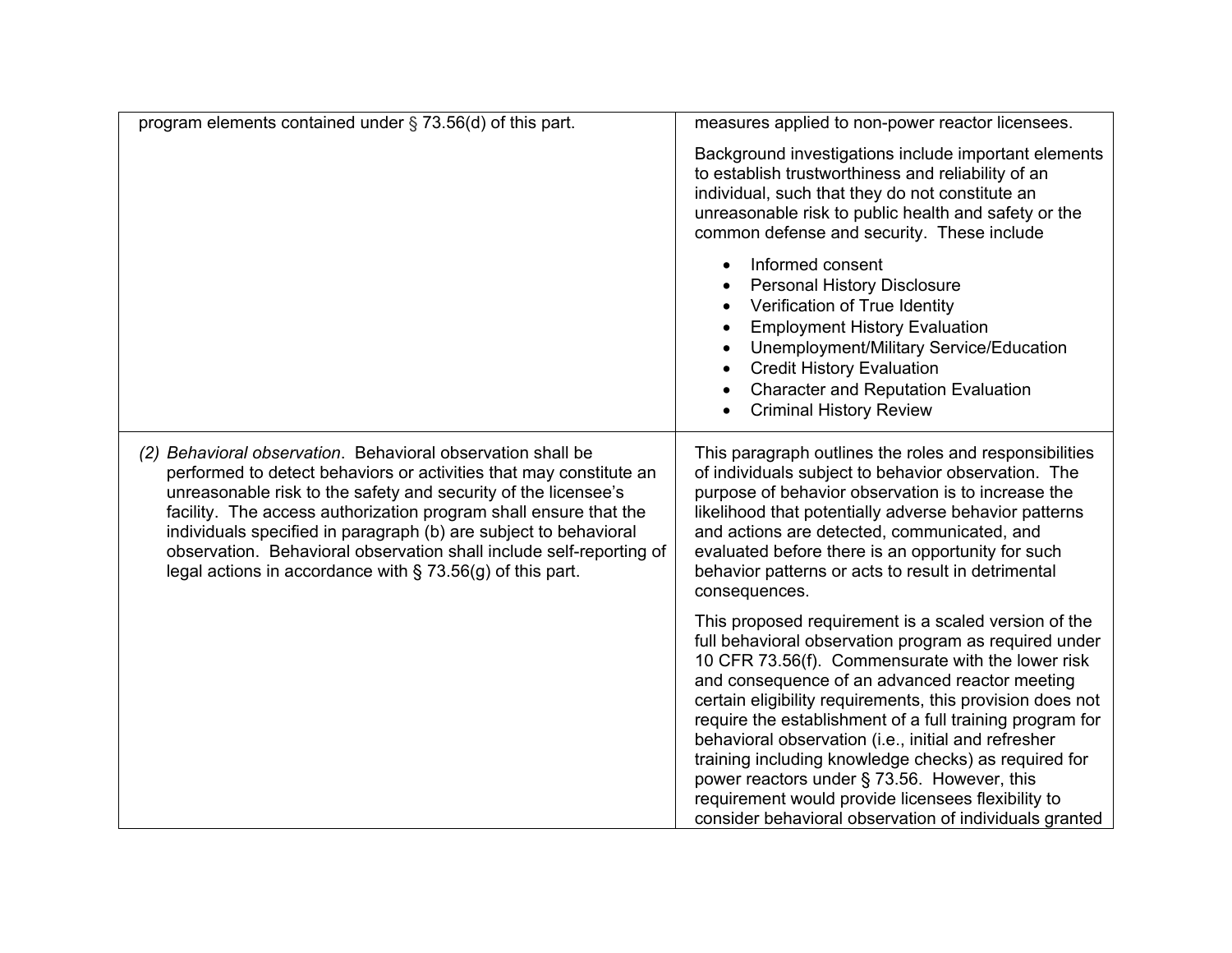| | |
|---|---|
| program elements contained under § 73.56(d) of this part. | measures applied to non-power reactor licensees.<br><br>Background investigations include important elements to establish trustworthiness and reliability of an individual, such that they do not constitute an unreasonable risk to public health and safety or the common defense and security. These include<br><br>• Informed consent<br>• Personal History Disclosure<br>• Verification of True Identity<br>• Employment History Evaluation<br>• Unemployment/Military Service/Education<br>• Credit History Evaluation<br>• Character and Reputation Evaluation<br>• Criminal History Review |
| (2) *Behavioral observation*. Behavioral observation shall be performed to detect behaviors or activities that may constitute an unreasonable risk to the safety and security of the licensee's facility. The access authorization program shall ensure that the individuals specified in paragraph (b) are subject to behavioral observation. Behavioral observation shall include self-reporting of legal actions in accordance with § 73.56(g) of this part. | This paragraph outlines the roles and responsibilities of individuals subject to behavior observation. The purpose of behavior observation is to increase the likelihood that potentially adverse behavior patterns and actions are detected, communicated, and evaluated before there is an opportunity for such behavior patterns or acts to result in detrimental consequences.<br><br>This proposed requirement is a scaled version of the full behavioral observation program as required under 10 CFR 73.56(f). Commensurate with the lower risk and consequence of an advanced reactor meeting certain eligibility requirements, this provision does not require the establishment of a full training program for behavioral observation (i.e., initial and refresher training including knowledge checks) as required for power reactors under § 73.56. However, this requirement would provide licensees flexibility to consider behavioral observation of individuals granted |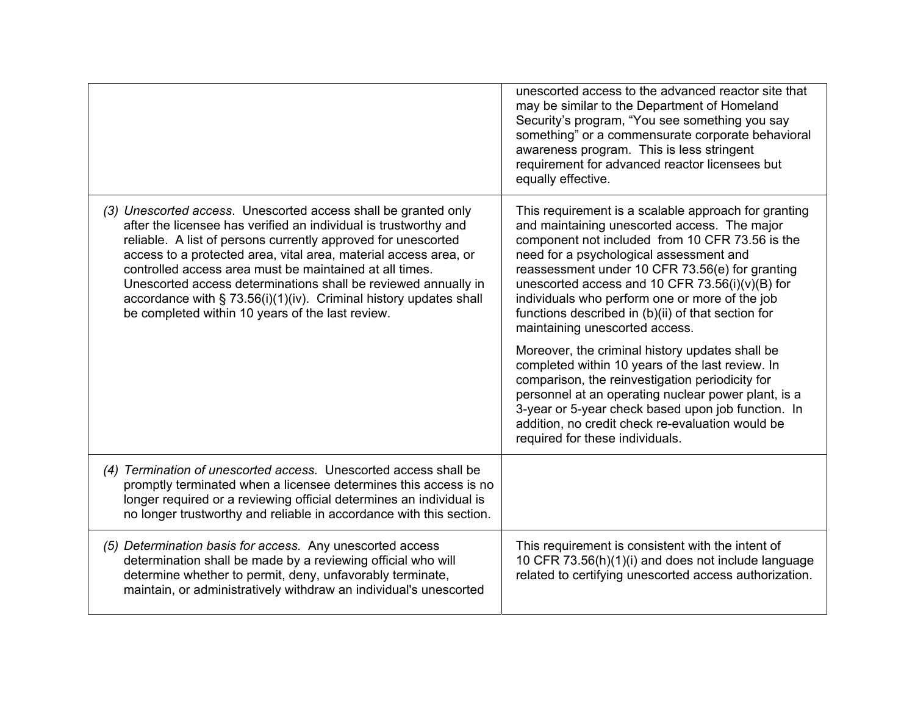| | |
|---|---|
| | unescorted access to the advanced reactor site that may be similar to the Department of Homeland Security's program, "You see something you say something" or a commensurate corporate behavioral awareness program. This is less stringent requirement for advanced reactor licensees but equally effective. |
| (3) *Unescorted access*. Unescorted access shall be granted only after the licensee has verified an individual is trustworthy and reliable. A list of persons currently approved for unescorted access to a protected area, vital area, material access area, or controlled access area must be maintained at all times. Unescorted access determinations shall be reviewed annually in accordance with § 73.56(i)(1)(iv). Criminal history updates shall be completed within 10 years of the last review. | This requirement is a scalable approach for granting and maintaining unescorted access. The major component not included from 10 CFR 73.56 is the need for a psychological assessment and reassessment under 10 CFR 73.56(e) for granting unescorted access and 10 CFR 73.56(i)(v)(B) for individuals who perform one or more of the job functions described in (b)(ii) of that section for maintaining unescorted access.<br><br>Moreover, the criminal history updates shall be completed within 10 years of the last review. In comparison, the reinvestigation periodicity for personnel at an operating nuclear power plant, is a 3-year or 5-year check based upon job function. In addition, no credit check re-evaluation would be required for these individuals. |
| (4) *Termination of unescorted access.* Unescorted access shall be promptly terminated when a licensee determines this access is no longer required or a reviewing official determines an individual is no longer trustworthy and reliable in accordance with this section. | |
| (5) *Determination basis for access.* Any unescorted access determination shall be made by a reviewing official who will determine whether to permit, deny, unfavorably terminate, maintain, or administratively withdraw an individual's unescorted | This requirement is consistent with the intent of 10 CFR 73.56(h)(1)(i) and does not include language related to certifying unescorted access authorization. |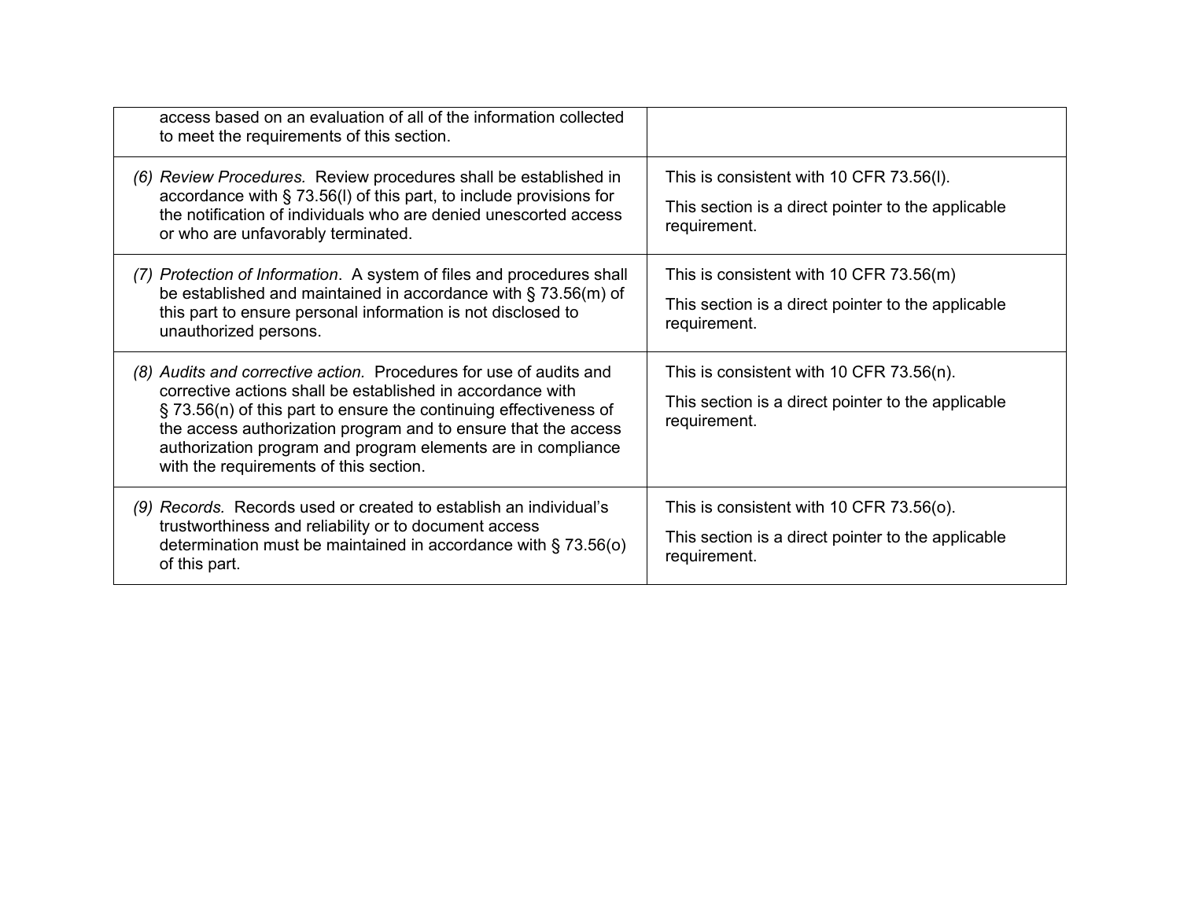| | |
|---|---|
| access based on an evaluation of all of the information collected to meet the requirements of this section. | |
| *(6) Review Procedures.* Review procedures shall be established in accordance with § 73.56(l) of this part, to include provisions for the notification of individuals who are denied unescorted access or who are unfavorably terminated. | This is consistent with 10 CFR 73.56(l). This section is a direct pointer to the applicable requirement. |
| *(7) Protection of Information*. A system of files and procedures shall be established and maintained in accordance with § 73.56(m) of this part to ensure personal information is not disclosed to unauthorized persons. | This is consistent with 10 CFR 73.56(m) This section is a direct pointer to the applicable requirement. |
| *(8) Audits and corrective action.* Procedures for use of audits and corrective actions shall be established in accordance with § 73.56(n) of this part to ensure the continuing effectiveness of the access authorization program and to ensure that the access authorization program and program elements are in compliance with the requirements of this section. | This is consistent with 10 CFR 73.56(n). This section is a direct pointer to the applicable requirement. |
| *(9) Records.* Records used or created to establish an individual's trustworthiness and reliability or to document access determination must be maintained in accordance with § 73.56(o) of this part. | This is consistent with 10 CFR 73.56(o). This section is a direct pointer to the applicable requirement. |